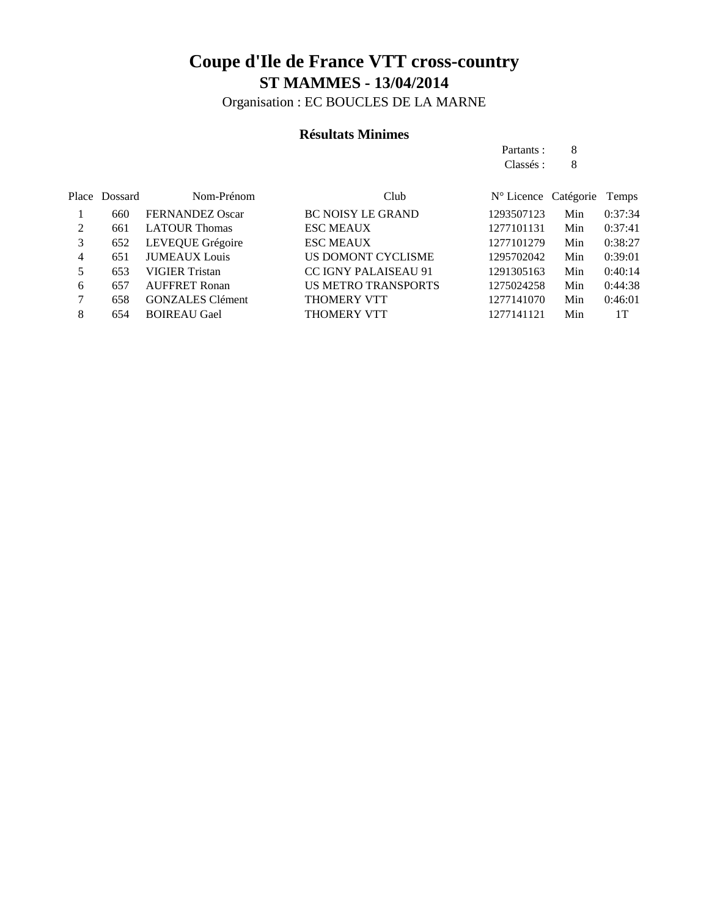# Coupe d'Ile de France VTT cross-country

## ST MAMMES - 13/04/2014

Organisation : EC BOUCLES DE LA MARNE

### Résultats Minimes

Partants : 8
Classés : 8

| Place | Dossard | Nom-Prénom | Club | N° Licence | Catégorie | Temps |
|---|---|---|---|---|---|---|
| 1 | 660 | FERNANDEZ Oscar | BC NOISY LE GRAND | 1293507123 | Min | 0:37:34 |
| 2 | 661 | LATOUR Thomas | ESC MEAUX | 1277101131 | Min | 0:37:41 |
| 3 | 652 | LEVEQUE Grégoire | ESC MEAUX | 1277101279 | Min | 0:38:27 |
| 4 | 651 | JUMEAUX Louis | US DOMONT CYCLISME | 1295702042 | Min | 0:39:01 |
| 5 | 653 | VIGIER Tristan | CC IGNY PALAISEAU 91 | 1291305163 | Min | 0:40:14 |
| 6 | 657 | AUFFRET Ronan | US METRO TRANSPORTS | 1275024258 | Min | 0:44:38 |
| 7 | 658 | GONZALES Clément | THOMERY VTT | 1277141070 | Min | 0:46:01 |
| 8 | 654 | BOIREAU Gael | THOMERY VTT | 1277141121 | Min | 1T |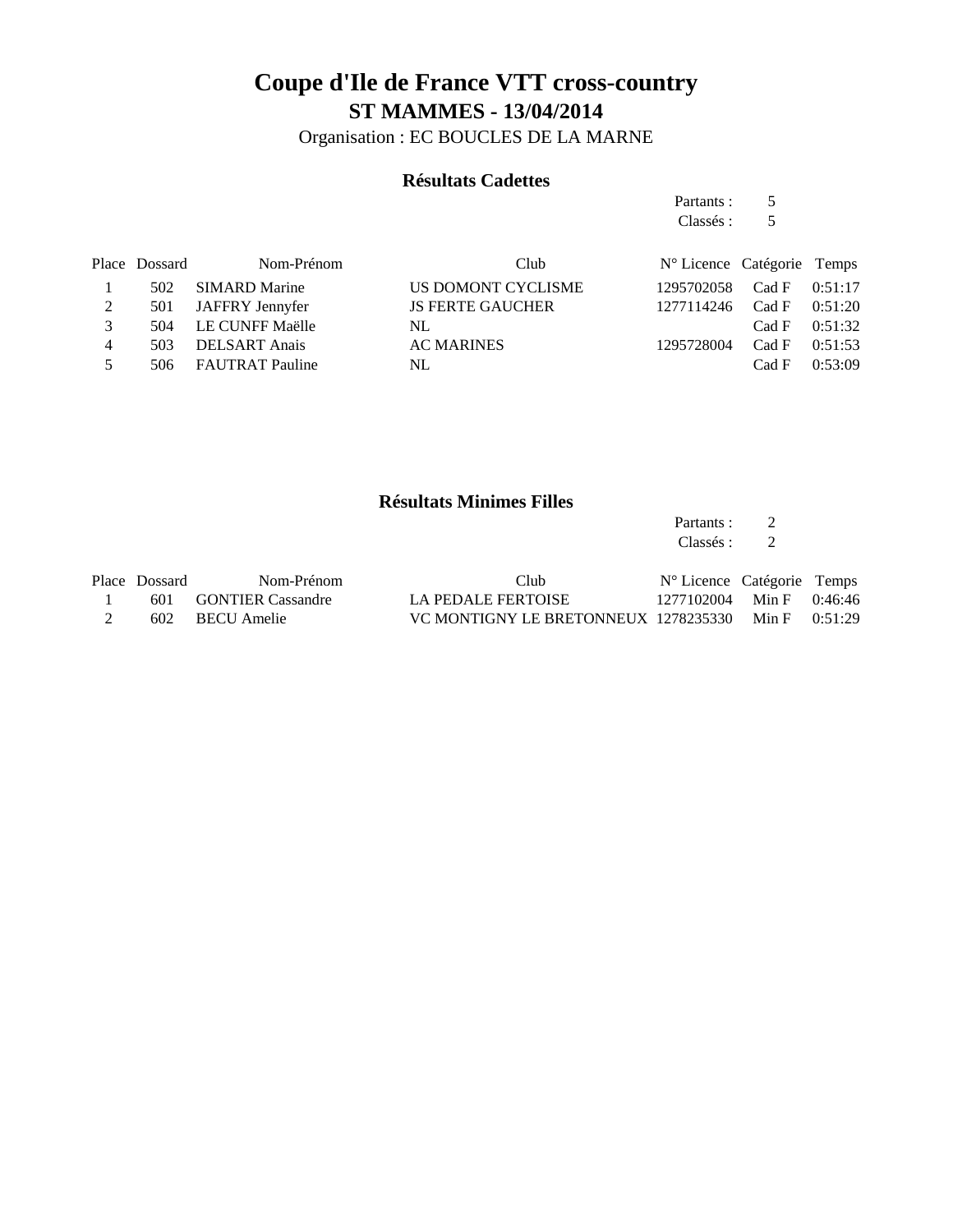# Coupe d'Ile de France VTT cross-country

## ST MAMMES - 13/04/2014

Organisation : EC BOUCLES DE LA MARNE

### Résultats Cadettes

Partants : 5
Classés : 5

| Place | Dossard | Nom-Prénom | Club | N° Licence | Catégorie | Temps |
|---|---|---|---|---|---|---|
| 1 | 502 | SIMARD Marine | US DOMONT CYCLISME | 1295702058 | Cad F | 0:51:17 |
| 2 | 501 | JAFFRY Jennyfer | JS FERTE GAUCHER | 1277114246 | Cad F | 0:51:20 |
| 3 | 504 | LE CUNFF Maëlle | NL | | Cad F | 0:51:32 |
| 4 | 503 | DELSART Anais | AC MARINES | 1295728004 | Cad F | 0:51:53 |
| 5 | 506 | FAUTRAT Pauline | NL | | Cad F | 0:53:09 |

### Résultats Minimes Filles

Partants : 2
Classés : 2

| Place | Dossard | Nom-Prénom | Club | N° Licence | Catégorie | Temps |
|---|---|---|---|---|---|---|
| 1 | 601 | GONTIER Cassandre | LA PEDALE FERTOISE | 1277102004 | Min F | 0:46:46 |
| 2 | 602 | BECU Amelie | VC MONTIGNY LE BRETONNEUX | 1278235330 | Min F | 0:51:29 |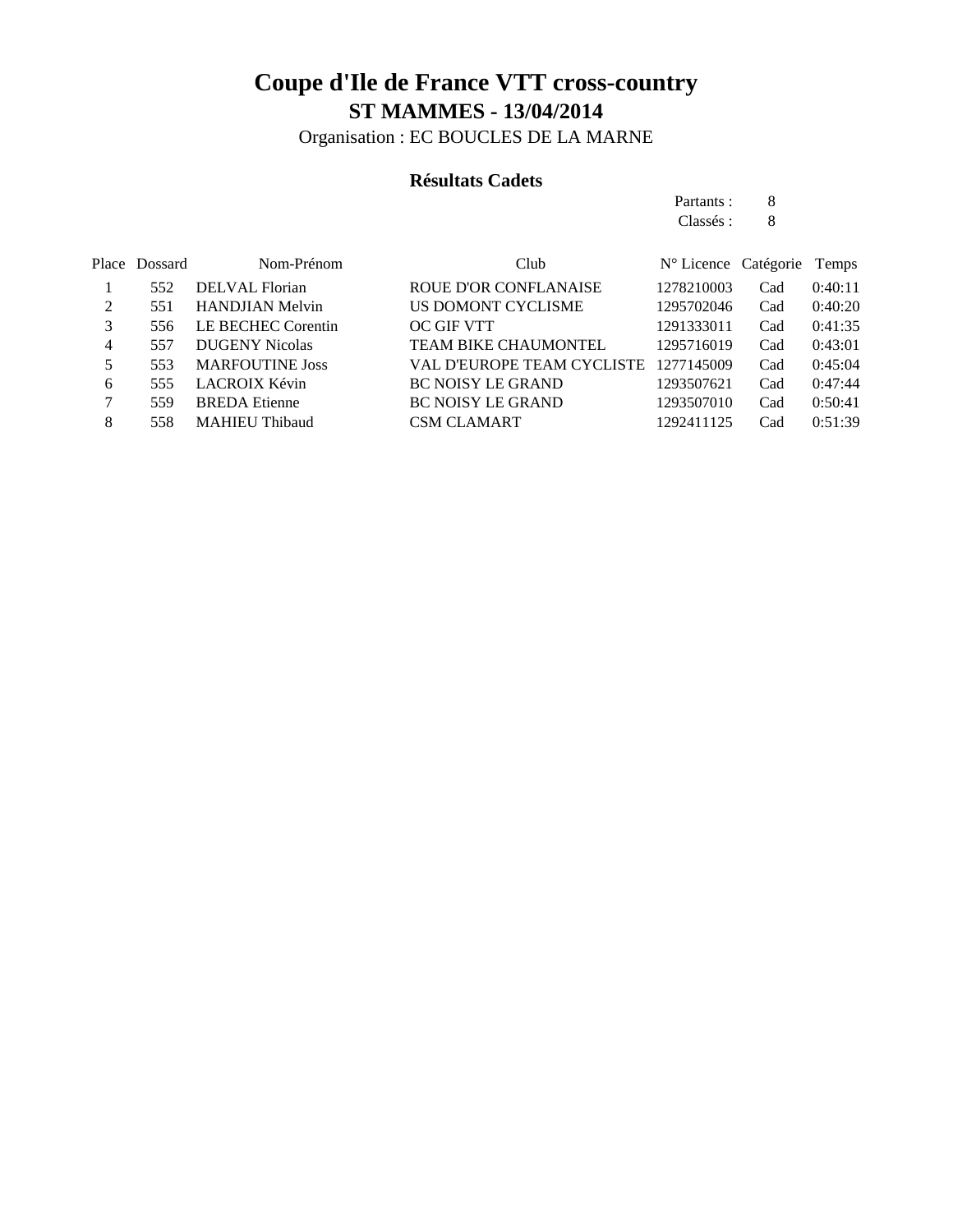# Coupe d'Ile de France VTT cross-country

## ST MAMMES - 13/04/2014

Organisation : EC BOUCLES DE LA MARNE

### Résultats Cadets

Partants : 8
Classés : 8

| Place | Dossard | Nom-Prénom | Club | N° Licence | Catégorie | Temps |
|---|---|---|---|---|---|---|
| 1 | 552 | DELVAL Florian | ROUE D'OR CONFLANAISE | 1278210003 | Cad | 0:40:11 |
| 2 | 551 | HANDJIAN Melvin | US DOMONT CYCLISME | 1295702046 | Cad | 0:40:20 |
| 3 | 556 | LE BECHEC Corentin | OC GIF VTT | 1291333011 | Cad | 0:41:35 |
| 4 | 557 | DUGENY Nicolas | TEAM BIKE CHAUMONTEL | 1295716019 | Cad | 0:43:01 |
| 5 | 553 | MARFOUTINE Joss | VAL D'EUROPE TEAM CYCLISTE | 1277145009 | Cad | 0:45:04 |
| 6 | 555 | LACROIX Kévin | BC NOISY LE GRAND | 1293507621 | Cad | 0:47:44 |
| 7 | 559 | BREDA Etienne | BC NOISY LE GRAND | 1293507010 | Cad | 0:50:41 |
| 8 | 558 | MAHIEU Thibaud | CSM CLAMART | 1292411125 | Cad | 0:51:39 |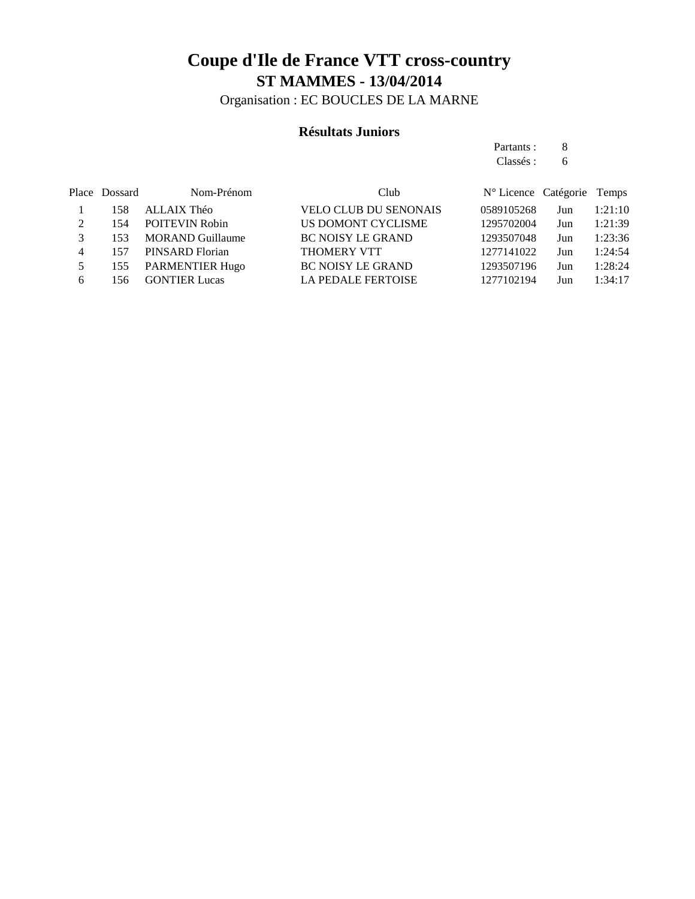# Coupe d'Ile de France VTT cross-country

## ST MAMMES - 13/04/2014

Organisation : EC BOUCLES DE LA MARNE

### Résultats Juniors

Partants : 8
Classés : 6

| Place | Dossard | Nom-Prénom | Club | N° Licence | Catégorie | Temps |
|---|---|---|---|---|---|---|
| 1 | 158 | ALLAIX Théo | VELO CLUB DU SENONAIS | 0589105268 | Jun | 1:21:10 |
| 2 | 154 | POITEVIN Robin | US DOMONT CYCLISME | 1295702004 | Jun | 1:21:39 |
| 3 | 153 | MORAND Guillaume | BC NOISY LE GRAND | 1293507048 | Jun | 1:23:36 |
| 4 | 157 | PINSARD Florian | THOMERY VTT | 1277141022 | Jun | 1:24:54 |
| 5 | 155 | PARMENTIER Hugo | BC NOISY LE GRAND | 1293507196 | Jun | 1:28:24 |
| 6 | 156 | GONTIER Lucas | LA PEDALE FERTOISE | 1277102194 | Jun | 1:34:17 |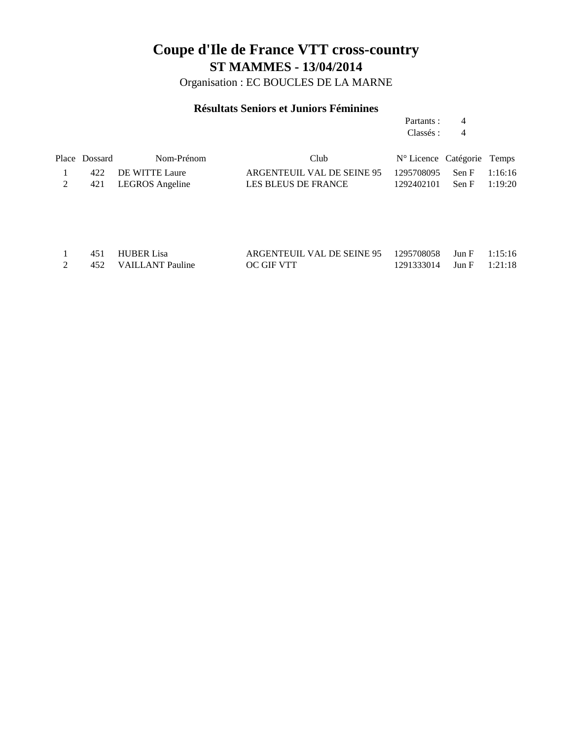# Coupe d'Ile de France VTT cross-country

## ST MAMMES - 13/04/2014

Organisation : EC BOUCLES DE LA MARNE

### Résultats Seniors et Juniors Féminines

Partants : 4
Classés : 4

| Place | Dossard | Nom-Prénom | Club | N° Licence | Catégorie | Temps |
|---|---|---|---|---|---|---|
| 1 | 422 | DE WITTE Laure | ARGENTEUIL VAL DE SEINE 95 | 1295708095 | Sen F | 1:16:16 |
| 2 | 421 | LEGROS Angeline | LES BLEUS DE FRANCE | 1292402101 | Sen F | 1:19:20 |
| | | | | | | |
| 1 | 451 | HUBER Lisa | ARGENTEUIL VAL DE SEINE 95 | 1295708058 | Jun F | 1:15:16 |
| 2 | 452 | VAILLANT Pauline | OC GIF VTT | 1291333014 | Jun F | 1:21:18 |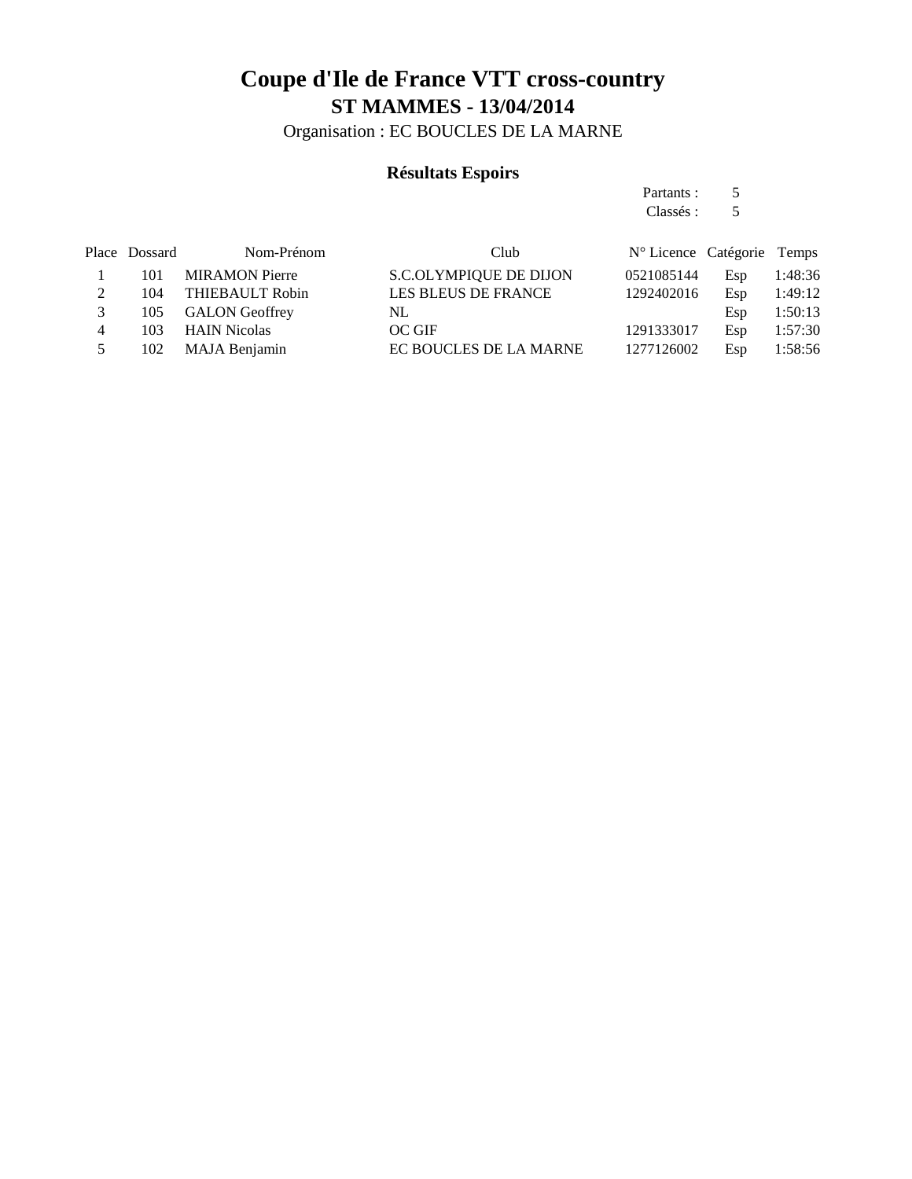# Coupe d'Ile de France VTT cross-country

## ST MAMMES - 13/04/2014

Organisation : EC BOUCLES DE LA MARNE

### Résultats Espoirs

Partants : 5
Classés : 5

| Place | Dossard | Nom-Prénom | Club | N° Licence | Catégorie | Temps |
|---|---|---|---|---|---|---|
| 1 | 101 | MIRAMON Pierre | S.C.OLYMPIQUE DE DIJON | 0521085144 | Esp | 1:48:36 |
| 2 | 104 | THIEBAULT Robin | LES BLEUS DE FRANCE | 1292402016 | Esp | 1:49:12 |
| 3 | 105 | GALON Geoffrey | NL | | Esp | 1:50:13 |
| 4 | 103 | HAIN Nicolas | OC GIF | 1291333017 | Esp | 1:57:30 |
| 5 | 102 | MAJA Benjamin | EC BOUCLES DE LA MARNE | 1277126002 | Esp | 1:58:56 |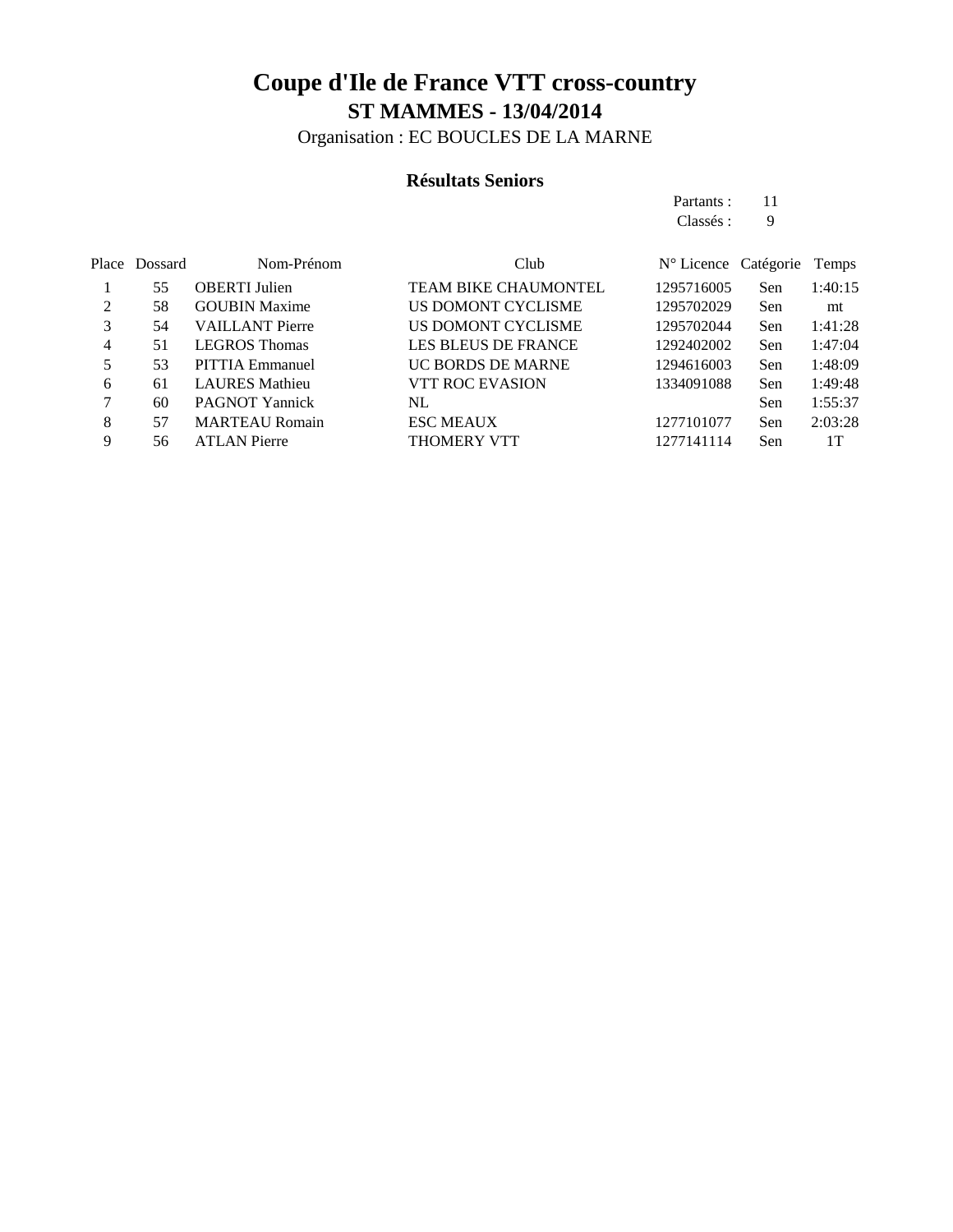# Coupe d'Ile de France VTT cross-country

## ST MAMMES - 13/04/2014

Organisation : EC BOUCLES DE LA MARNE

### Résultats Seniors

Partants : 11
Classés : 9

| Place | Dossard | Nom-Prénom | Club | N° Licence | Catégorie | Temps |
|---|---|---|---|---|---|---|
| 1 | 55 | OBERTI Julien | TEAM BIKE CHAUMONTEL | 1295716005 | Sen | 1:40:15 |
| 2 | 58 | GOUBIN Maxime | US DOMONT CYCLISME | 1295702029 | Sen | mt |
| 3 | 54 | VAILLANT Pierre | US DOMONT CYCLISME | 1295702044 | Sen | 1:41:28 |
| 4 | 51 | LEGROS Thomas | LES BLEUS DE FRANCE | 1292402002 | Sen | 1:47:04 |
| 5 | 53 | PITTIA Emmanuel | UC BORDS DE MARNE | 1294616003 | Sen | 1:48:09 |
| 6 | 61 | LAURES Mathieu | VTT ROC EVASION | 1334091088 | Sen | 1:49:48 |
| 7 | 60 | PAGNOT Yannick | NL | | Sen | 1:55:37 |
| 8 | 57 | MARTEAU Romain | ESC MEAUX | 1277101077 | Sen | 2:03:28 |
| 9 | 56 | ATLAN Pierre | THOMERY VTT | 1277141114 | Sen | 1T |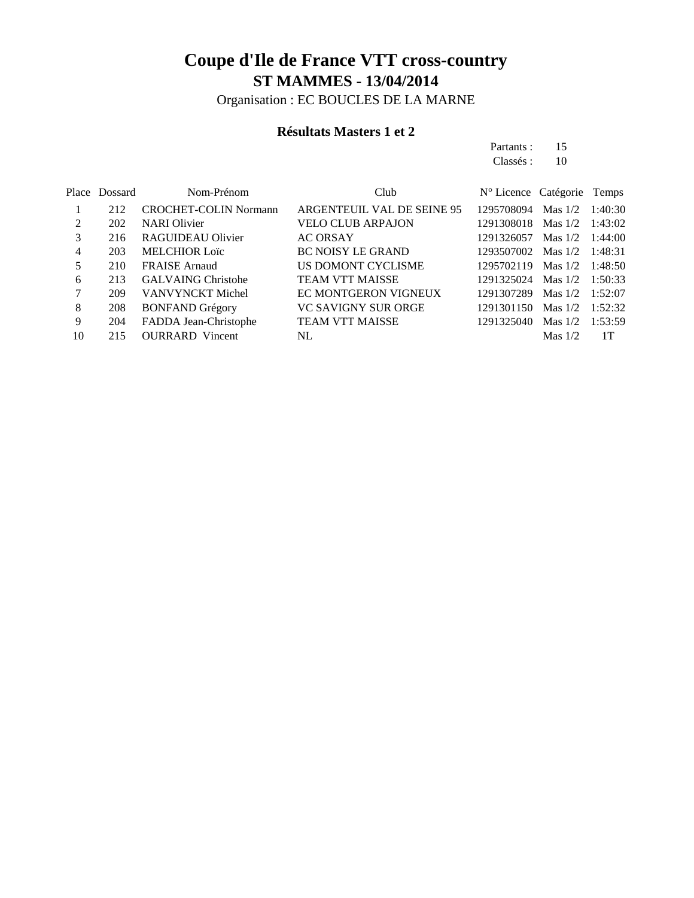# Coupe d'Ile de France VTT cross-country

## ST MAMMES - 13/04/2014

Organisation : EC BOUCLES DE LA MARNE

### Résultats Masters 1 et 2

Partants : 15
Classés : 10

| Place | Dossard | Nom-Prénom | Club | N° Licence | Catégorie | Temps |
|---|---|---|---|---|---|---|
| 1 | 212 | CROCHET-COLIN Normann | ARGENTEUIL VAL DE SEINE 95 | 1295708094 | Mas 1/2 | 1:40:30 |
| 2 | 202 | NARI Olivier | VELO CLUB ARPAJON | 1291308018 | Mas 1/2 | 1:43:02 |
| 3 | 216 | RAGUIDEAU Olivier | AC ORSAY | 1291326057 | Mas 1/2 | 1:44:00 |
| 4 | 203 | MELCHIOR Loïc | BC NOISY LE GRAND | 1293507002 | Mas 1/2 | 1:48:31 |
| 5 | 210 | FRAISE Arnaud | US DOMONT CYCLISME | 1295702119 | Mas 1/2 | 1:48:50 |
| 6 | 213 | GALVAING Christohe | TEAM VTT MAISSE | 1291325024 | Mas 1/2 | 1:50:33 |
| 7 | 209 | VANVYNCKT Michel | EC MONTGERON VIGNEUX | 1291307289 | Mas 1/2 | 1:52:07 |
| 8 | 208 | BONFAND Grégory | VC SAVIGNY SUR ORGE | 1291301150 | Mas 1/2 | 1:52:32 |
| 9 | 204 | FADDA Jean-Christophe | TEAM VTT MAISSE | 1291325040 | Mas 1/2 | 1:53:59 |
| 10 | 215 | OURRARD Vincent | NL | | Mas 1/2 | 1T |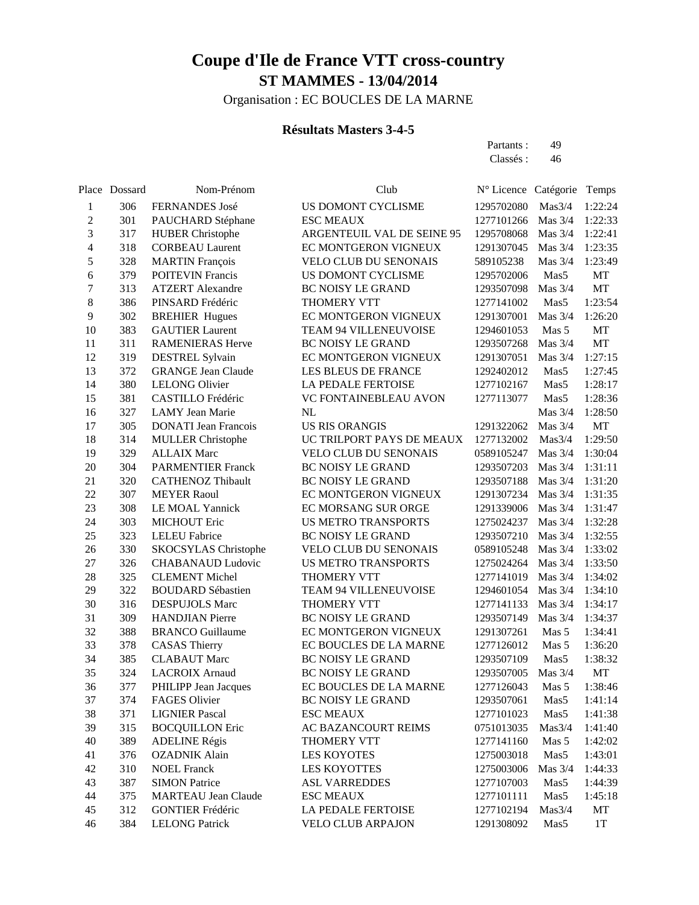# Coupe d'Ile de France VTT cross-country

## ST MAMMES - 13/04/2014

Organisation : EC BOUCLES DE LA MARNE

### Résultats Masters 3-4-5

Partants : 49
Classés : 46

| Place | Dossard | Nom-Prénom | Club | N° Licence | Catégorie | Temps |
|---|---|---|---|---|---|---|
| 1 | 306 | FERNANDES José | US DOMONT CYCLISME | 1295702080 | Mas3/4 | 1:22:24 |
| 2 | 301 | PAUCHARD Stéphane | ESC MEAUX | 1277101266 | Mas 3/4 | 1:22:33 |
| 3 | 317 | HUBER Christophe | ARGENTEUIL VAL DE SEINE 95 | 1295708068 | Mas 3/4 | 1:22:41 |
| 4 | 318 | CORBEAU Laurent | EC MONTGERON VIGNEUX | 1291307045 | Mas 3/4 | 1:23:35 |
| 5 | 328 | MARTIN François | VELO CLUB DU SENONAIS | 589105238 | Mas 3/4 | 1:23:49 |
| 6 | 379 | POITEVIN Francis | US DOMONT CYCLISME | 1295702006 | Mas5 | MT |
| 7 | 313 | ATZERT Alexandre | BC NOISY LE GRAND | 1293507098 | Mas 3/4 | MT |
| 8 | 386 | PINSARD Frédéric | THOMERY VTT | 1277141002 | Mas5 | 1:23:54 |
| 9 | 302 | BREHIER Hugues | EC MONTGERON VIGNEUX | 1291307001 | Mas 3/4 | 1:26:20 |
| 10 | 383 | GAUTIER Laurent | TEAM 94 VILLENEUVOISE | 1294601053 | Mas 5 | MT |
| 11 | 311 | RAMENIERAS Herve | BC NOISY LE GRAND | 1293507268 | Mas 3/4 | MT |
| 12 | 319 | DESTREL Sylvain | EC MONTGERON VIGNEUX | 1291307051 | Mas 3/4 | 1:27:15 |
| 13 | 372 | GRANGE Jean Claude | LES BLEUS DE FRANCE | 1292402012 | Mas5 | 1:27:45 |
| 14 | 380 | LELONG Olivier | LA PEDALE FERTOISE | 1277102167 | Mas5 | 1:28:17 |
| 15 | 381 | CASTILLO Frédéric | VC FONTAINEBLEAU AVON | 1277113077 | Mas5 | 1:28:36 |
| 16 | 327 | LAMY Jean Marie | NL | | Mas 3/4 | 1:28:50 |
| 17 | 305 | DONATI Jean Francois | US RIS ORANGIS | 1291322062 | Mas 3/4 | MT |
| 18 | 314 | MULLER Christophe | UC TRILPORT PAYS DE MEAUX | 1277132002 | Mas3/4 | 1:29:50 |
| 19 | 329 | ALLAIX Marc | VELO CLUB DU SENONAIS | 0589105247 | Mas 3/4 | 1:30:04 |
| 20 | 304 | PARMENTIER Franck | BC NOISY LE GRAND | 1293507203 | Mas 3/4 | 1:31:11 |
| 21 | 320 | CATHENOZ Thibault | BC NOISY LE GRAND | 1293507188 | Mas 3/4 | 1:31:20 |
| 22 | 307 | MEYER Raoul | EC MONTGERON VIGNEUX | 1291307234 | Mas 3/4 | 1:31:35 |
| 23 | 308 | LE MOAL Yannick | EC MORSANG SUR ORGE | 1291339006 | Mas 3/4 | 1:31:47 |
| 24 | 303 | MICHOUT Eric | US METRO TRANSPORTS | 1275024237 | Mas 3/4 | 1:32:28 |
| 25 | 323 | LELEU Fabrice | BC NOISY LE GRAND | 1293507210 | Mas 3/4 | 1:32:55 |
| 26 | 330 | SKOCSYLAS Christophe | VELO CLUB DU SENONAIS | 0589105248 | Mas 3/4 | 1:33:02 |
| 27 | 326 | CHABANAUD Ludovic | US METRO TRANSPORTS | 1275024264 | Mas 3/4 | 1:33:50 |
| 28 | 325 | CLEMENT Michel | THOMERY VTT | 1277141019 | Mas 3/4 | 1:34:02 |
| 29 | 322 | BOUDARD Sébastien | TEAM 94 VILLENEUVOISE | 1294601054 | Mas 3/4 | 1:34:10 |
| 30 | 316 | DESPUJOLS Marc | THOMERY VTT | 1277141133 | Mas 3/4 | 1:34:17 |
| 31 | 309 | HANDJIAN Pierre | BC NOISY LE GRAND | 1293507149 | Mas 3/4 | 1:34:37 |
| 32 | 388 | BRANCO Guillaume | EC MONTGERON VIGNEUX | 1291307261 | Mas 5 | 1:34:41 |
| 33 | 378 | CASAS Thierry | EC BOUCLES DE LA MARNE | 1277126012 | Mas 5 | 1:36:20 |
| 34 | 385 | CLABAUT Marc | BC NOISY LE GRAND | 1293507109 | Mas5 | 1:38:32 |
| 35 | 324 | LACROIX Arnaud | BC NOISY LE GRAND | 1293507005 | Mas 3/4 | MT |
| 36 | 377 | PHILIPP Jean Jacques | EC BOUCLES DE LA MARNE | 1277126043 | Mas 5 | 1:38:46 |
| 37 | 374 | FAGES Olivier | BC NOISY LE GRAND | 1293507061 | Mas5 | 1:41:14 |
| 38 | 371 | LIGNIER Pascal | ESC MEAUX | 1277101023 | Mas5 | 1:41:38 |
| 39 | 315 | BOCQUILLON Eric | AC BAZANCOURT REIMS | 0751013035 | Mas3/4 | 1:41:40 |
| 40 | 389 | ADELINE Régis | THOMERY VTT | 1277141160 | Mas 5 | 1:42:02 |
| 41 | 376 | OZADNIK Alain | LES KOYOTES | 1275003018 | Mas5 | 1:43:01 |
| 42 | 310 | NOEL Franck | LES KOYOTTES | 1275003006 | Mas 3/4 | 1:44:33 |
| 43 | 387 | SIMON Patrice | ASL VARREDDES | 1277107003 | Mas5 | 1:44:39 |
| 44 | 375 | MARTEAU Jean Claude | ESC MEAUX | 1277101111 | Mas5 | 1:45:18 |
| 45 | 312 | GONTIER Frédéric | LA PEDALE FERTOISE | 1277102194 | Mas3/4 | MT |
| 46 | 384 | LELONG Patrick | VELO CLUB ARPAJON | 1291308092 | Mas5 | 1T |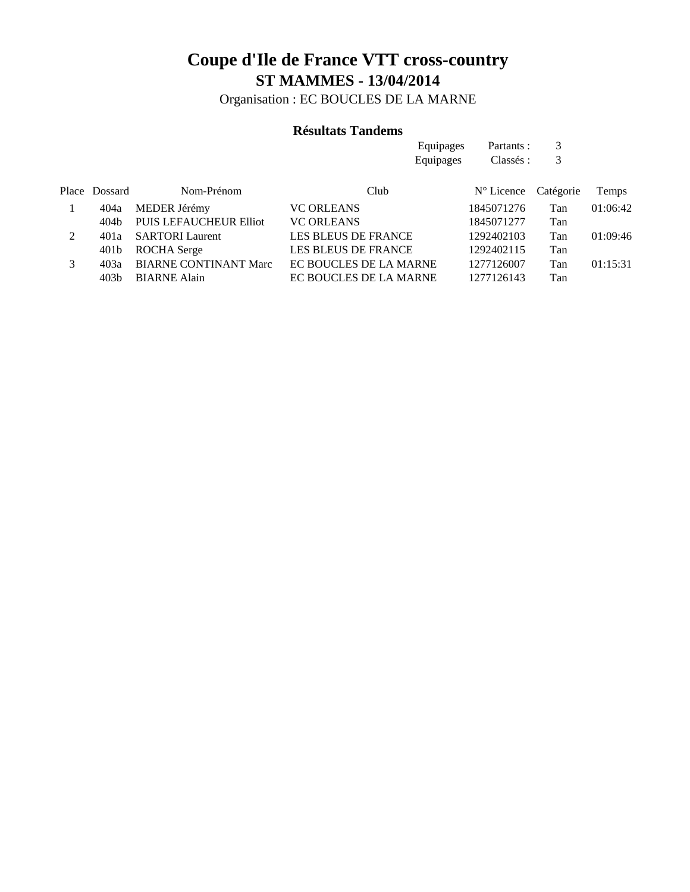# Coupe d'Ile de France VTT cross-country

## ST MAMMES - 13/04/2014

Organisation : EC BOUCLES DE LA MARNE

### Résultats Tandems

| | | |
|---|---|---|
| Equipages | Partants : | 3 |
| Equipages | Classés : | 3 |

| Place | Dossard | Nom-Prénom | Club | N° Licence | Catégorie | Temps |
|---|---|---|---|---|---|---|
| 1 | 404a | MEDER Jérémy | VC ORLEANS | 1845071276 | Tan | 01:06:42 |
| | 404b | PUIS LEFAUCHEUR Elliot | VC ORLEANS | 1845071277 | Tan | |
| 2 | 401a | SARTORI Laurent | LES BLEUS DE FRANCE | 1292402103 | Tan | 01:09:46 |
| | 401b | ROCHA Serge | LES BLEUS DE FRANCE | 1292402115 | Tan | |
| 3 | 403a | BIARNE CONTINANT Marc | EC BOUCLES DE LA MARNE | 1277126007 | Tan | 01:15:31 |
| | 403b | BIARNE Alain | EC BOUCLES DE LA MARNE | 1277126143 | Tan | |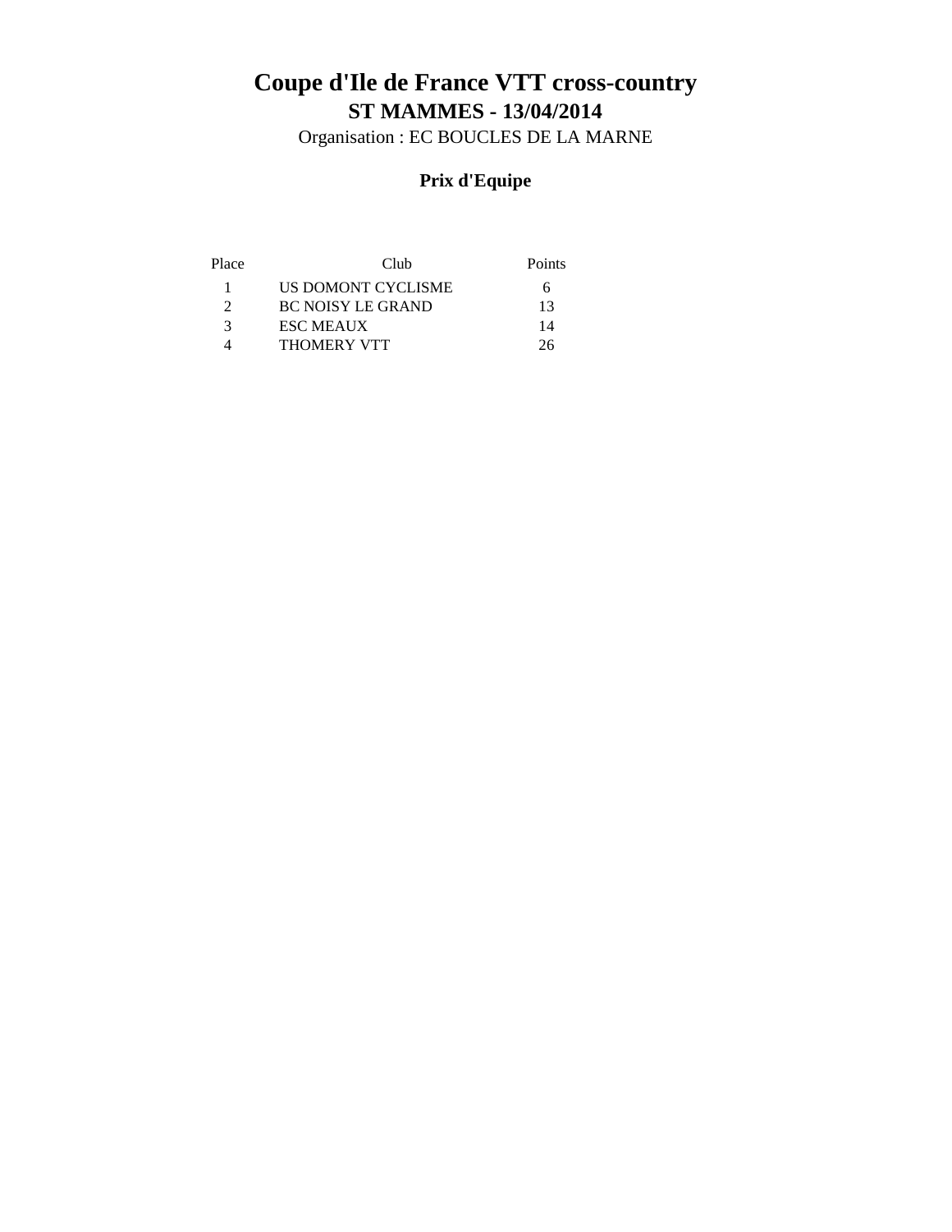# Coupe d'Ile de France VTT cross-country

## ST MAMMES - 13/04/2014

Organisation : EC BOUCLES DE LA MARNE

### Prix d'Equipe

| Place | Club | Points |
|---|---|---|
| 1 | US DOMONT CYCLISME | 6 |
| 2 | BC NOISY LE GRAND | 13 |
| 3 | ESC MEAUX | 14 |
| 4 | THOMERY VTT | 26 |